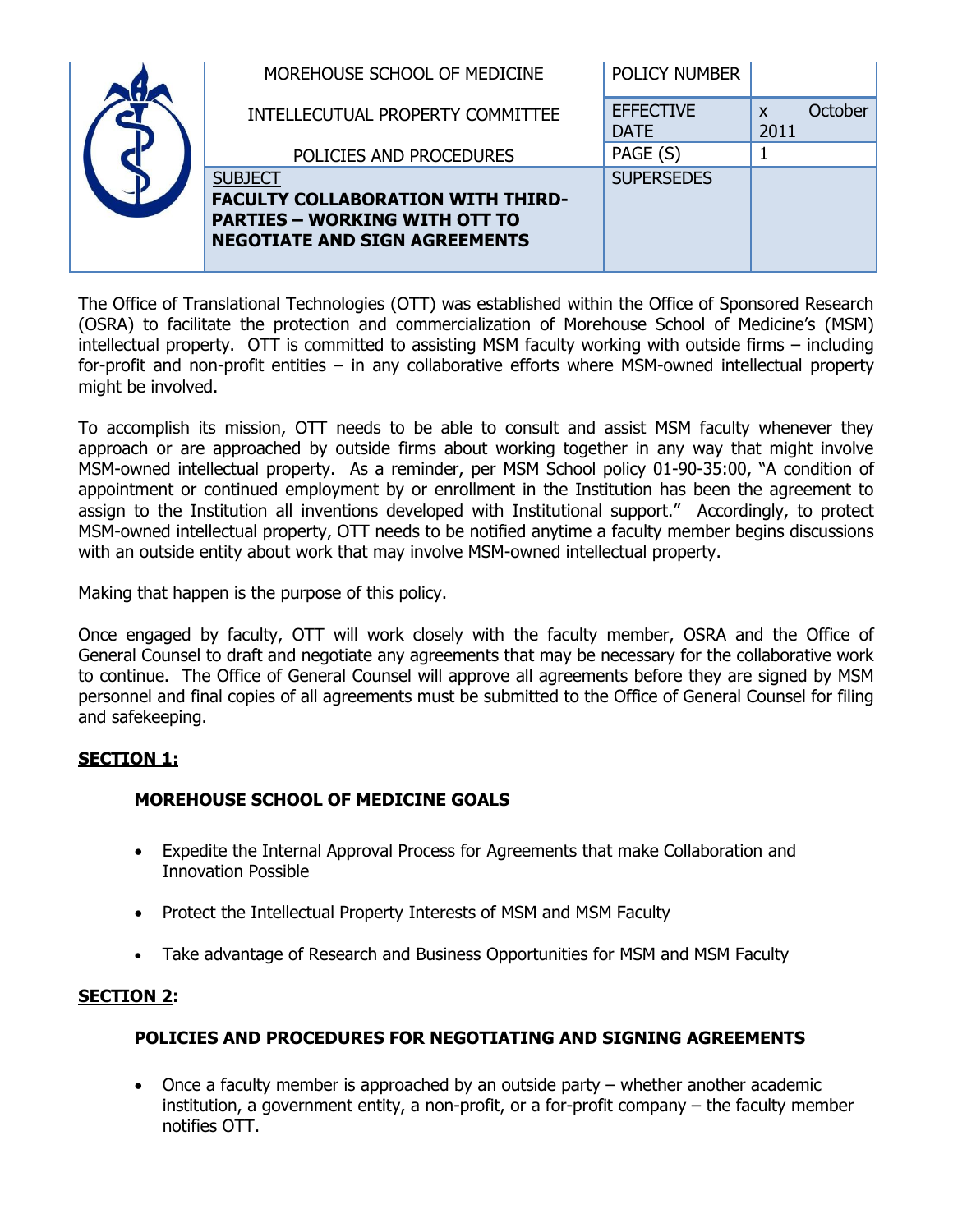| MOREHOUSE SCHOOL OF MEDICINE | POLICY NUMBER | |
|---|---|---|
| INTELLECUTUAL PROPERTY COMMITTEE | EFFECTIVE DATE | x October 2011 |
| POLICIES AND PROCEDURES | PAGE (S) | 1 |
| SUBJECT **FACULTY COLLABORATION WITH THIRD-PARTIES – WORKING WITH OTT TO NEGOTIATE AND SIGN AGREEMENTS** | SUPERSEDES | |

The Office of Translational Technologies (OTT) was established within the Office of Sponsored Research (OSRA) to facilitate the protection and commercialization of Morehouse School of Medicine's (MSM) intellectual property. OTT is committed to assisting MSM faculty working with outside firms – including for-profit and non-profit entities – in any collaborative efforts where MSM-owned intellectual property might be involved.

To accomplish its mission, OTT needs to be able to consult and assist MSM faculty whenever they approach or are approached by outside firms about working together in any way that might involve MSM-owned intellectual property. As a reminder, per MSM School policy 01-90-35:00, "A condition of appointment or continued employment by or enrollment in the Institution has been the agreement to assign to the Institution all inventions developed with Institutional support." Accordingly, to protect MSM-owned intellectual property, OTT needs to be notified anytime a faculty member begins discussions with an outside entity about work that may involve MSM-owned intellectual property.

Making that happen is the purpose of this policy.

Once engaged by faculty, OTT will work closely with the faculty member, OSRA and the Office of General Counsel to draft and negotiate any agreements that may be necessary for the collaborative work to continue. The Office of General Counsel will approve all agreements before they are signed by MSM personnel and final copies of all agreements must be submitted to the Office of General Counsel for filing and safekeeping.

## SECTION 1:

### MOREHOUSE SCHOOL OF MEDICINE GOALS

- Expedite the Internal Approval Process for Agreements that make Collaboration and Innovation Possible
- Protect the Intellectual Property Interests of MSM and MSM Faculty
- Take advantage of Research and Business Opportunities for MSM and MSM Faculty

## SECTION 2:

### POLICIES AND PROCEDURES FOR NEGOTIATING AND SIGNING AGREEMENTS

- Once a faculty member is approached by an outside party – whether another academic institution, a government entity, a non-profit, or a for-profit company – the faculty member notifies OTT.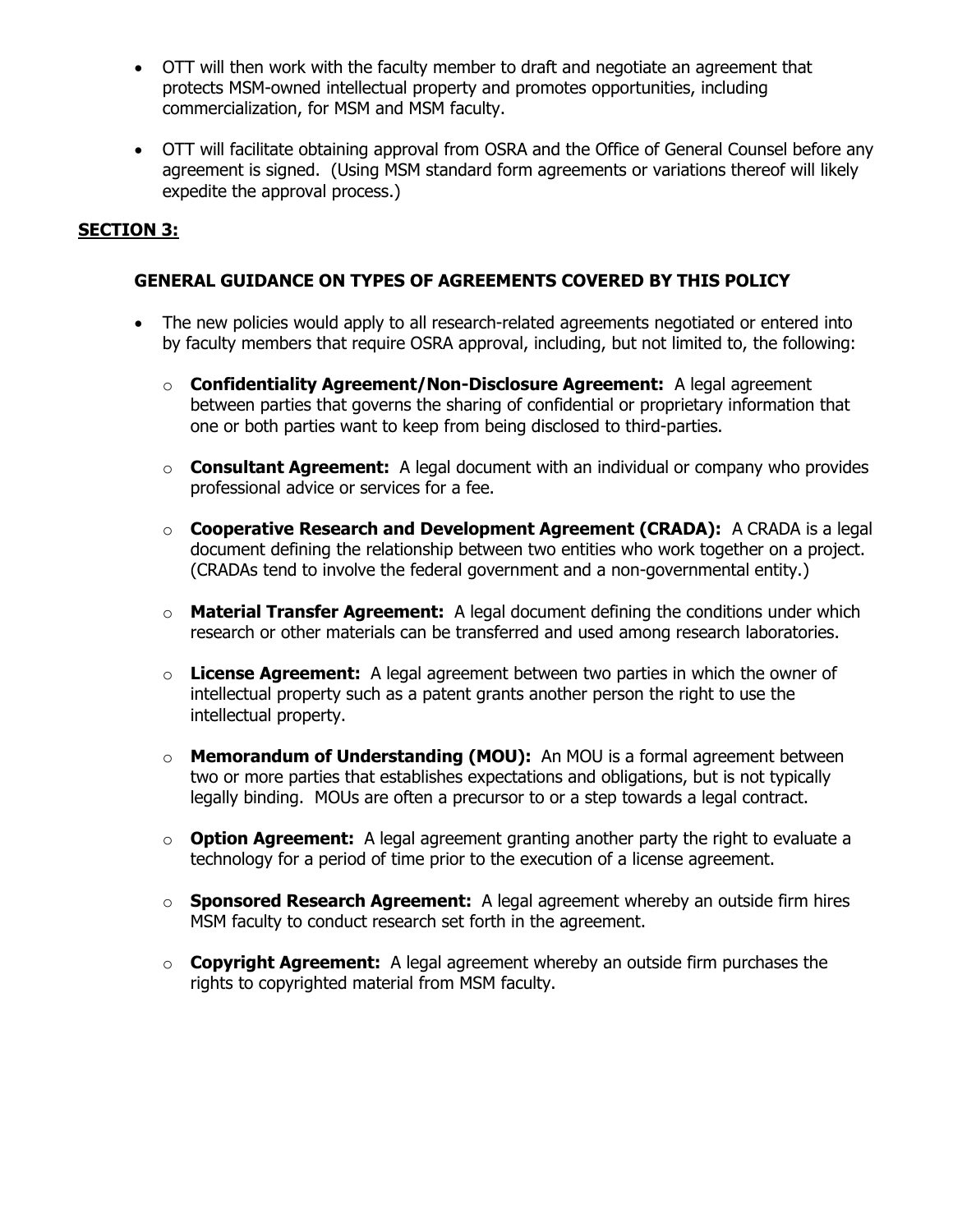- OTT will then work with the faculty member to draft and negotiate an agreement that protects MSM-owned intellectual property and promotes opportunities, including commercialization, for MSM and MSM faculty.

- OTT will facilitate obtaining approval from OSRA and the Office of General Counsel before any agreement is signed. (Using MSM standard form agreements or variations thereof will likely expedite the approval process.)

## SECTION 3:

### GENERAL GUIDANCE ON TYPES OF AGREEMENTS COVERED BY THIS POLICY

- The new policies would apply to all research-related agreements negotiated or entered into by faculty members that require OSRA approval, including, but not limited to, the following:

  - **Confidentiality Agreement/Non-Disclosure Agreement:** A legal agreement between parties that governs the sharing of confidential or proprietary information that one or both parties want to keep from being disclosed to third-parties.

  - **Consultant Agreement:** A legal document with an individual or company who provides professional advice or services for a fee.

  - **Cooperative Research and Development Agreement (CRADA):** A CRADA is a legal document defining the relationship between two entities who work together on a project. (CRADAs tend to involve the federal government and a non-governmental entity.)

  - **Material Transfer Agreement:** A legal document defining the conditions under which research or other materials can be transferred and used among research laboratories.

  - **License Agreement:** A legal agreement between two parties in which the owner of intellectual property such as a patent grants another person the right to use the intellectual property.

  - **Memorandum of Understanding (MOU):** An MOU is a formal agreement between two or more parties that establishes expectations and obligations, but is not typically legally binding. MOUs are often a precursor to or a step towards a legal contract.

  - **Option Agreement:** A legal agreement granting another party the right to evaluate a technology for a period of time prior to the execution of a license agreement.

  - **Sponsored Research Agreement:** A legal agreement whereby an outside firm hires MSM faculty to conduct research set forth in the agreement.

  - **Copyright Agreement:** A legal agreement whereby an outside firm purchases the rights to copyrighted material from MSM faculty.